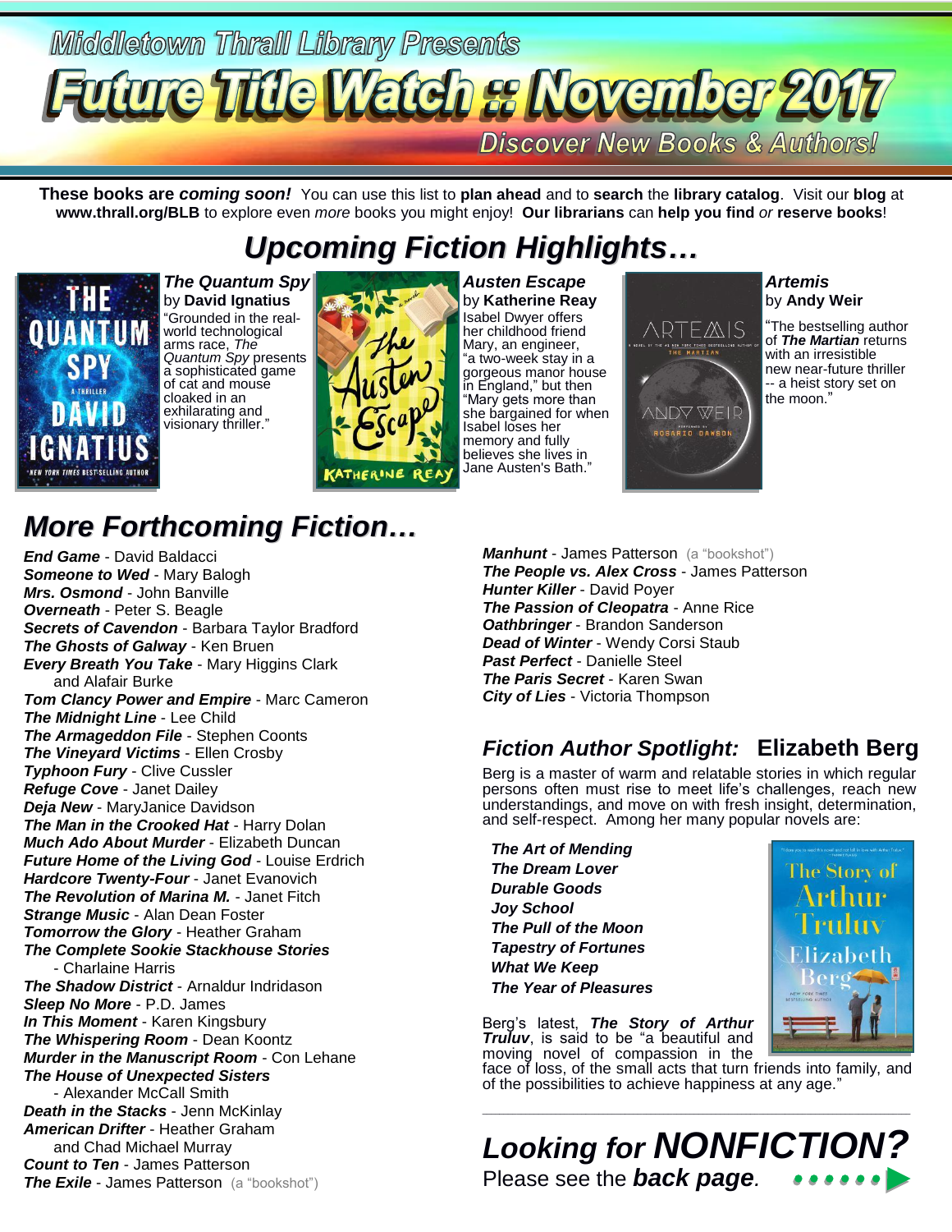Middletown Thrall Library Presents

# Future Title Watch :: November 2017

Discover New Books & Authors!

**These books are *coming soon!*** You can use this list to **plan ahead** and to **search** the **library catalog**. Visit our **blog** at **www.thrall.org/BLB** to explore even *more* books you might enjoy! **Our librarians** can **help you find** *or* **reserve books**!

## *Upcoming Fiction Highlights…*

***The Quantum Spy*** by **David Ignatius**
"Grounded in the real-world technological arms race, *The Quantum Spy* presents a sophisticated game of cat and mouse cloaked in an exhilarating and visionary thriller."

***Austen Escape*** by **Katherine Reay**
Isabel Dwyer offers her childhood friend Mary, an engineer, "a two-week stay in a gorgeous manor house in England," but then "Mary gets more than she bargained for when Isabel loses her memory and fully believes she lives in Jane Austen's Bath."

***Artemis*** by **Andy Weir**
"The bestselling author of ***The Martian*** returns with an irresistible new near-future thriller -- a heist story set on the moon."

## *More Forthcoming Fiction…*

- ***End Game*** - David Baldacci
- ***Someone to Wed*** - Mary Balogh
- ***Mrs. Osmond*** - John Banville
- ***Overneath*** - Peter S. Beagle
- ***Secrets of Cavendon*** - Barbara Taylor Bradford
- ***The Ghosts of Galway*** - Ken Bruen
- ***Every Breath You Take*** - Mary Higgins Clark and Alafair Burke
- ***Tom Clancy Power and Empire*** - Marc Cameron
- ***The Midnight Line*** - Lee Child
- ***The Armageddon File*** - Stephen Coonts
- ***The Vineyard Victims*** - Ellen Crosby
- ***Typhoon Fury*** - Clive Cussler
- ***Refuge Cove*** - Janet Dailey
- ***Deja New*** - MaryJanice Davidson
- ***The Man in the Crooked Hat*** - Harry Dolan
- ***Much Ado About Murder*** - Elizabeth Duncan
- ***Future Home of the Living God*** - Louise Erdrich
- ***Hardcore Twenty-Four*** - Janet Evanovich
- ***The Revolution of Marina M.*** - Janet Fitch
- ***Strange Music*** - Alan Dean Foster
- ***Tomorrow the Glory*** - Heather Graham
- ***The Complete Sookie Stackhouse Stories*** - Charlaine Harris
- ***The Shadow District*** - Arnaldur Indridason
- ***Sleep No More*** - P.D. James
- ***In This Moment*** - Karen Kingsbury
- ***The Whispering Room*** - Dean Koontz
- ***Murder in the Manuscript Room*** - Con Lehane
- ***The House of Unexpected Sisters*** - Alexander McCall Smith
- ***Death in the Stacks*** - Jenn McKinlay
- ***American Drifter*** - Heather Graham and Chad Michael Murray
- ***Count to Ten*** - James Patterson
- ***The Exile*** - James Patterson (a "bookshot")
- ***Manhunt*** - James Patterson (a "bookshot")
- ***The People vs. Alex Cross*** - James Patterson
- ***Hunter Killer*** - David Poyer
- ***The Passion of Cleopatra*** - Anne Rice
- ***Oathbringer*** - Brandon Sanderson
- ***Dead of Winter*** - Wendy Corsi Staub
- ***Past Perfect*** - Danielle Steel
- ***The Paris Secret*** - Karen Swan
- ***City of Lies*** - Victoria Thompson

## *Fiction Author Spotlight:* Elizabeth Berg

Berg is a master of warm and relatable stories in which regular persons often must rise to meet life's challenges, reach new understandings, and move on with fresh insight, determination, and self-respect. Among her many popular novels are:

- ***The Art of Mending***
- ***The Dream Lover***
- ***Durable Goods***
- ***Joy School***
- ***The Pull of the Moon***
- ***Tapestry of Fortunes***
- ***What We Keep***
- ***The Year of Pleasures***

Berg's latest, ***The Story of Arthur Truluv***, is said to be "a beautiful and moving novel of compassion in the face of loss, of the small acts that turn friends into family, and of the possibilities to achieve happiness at any age."

## *Looking for NONFICTION?*

Please see the ***back page***.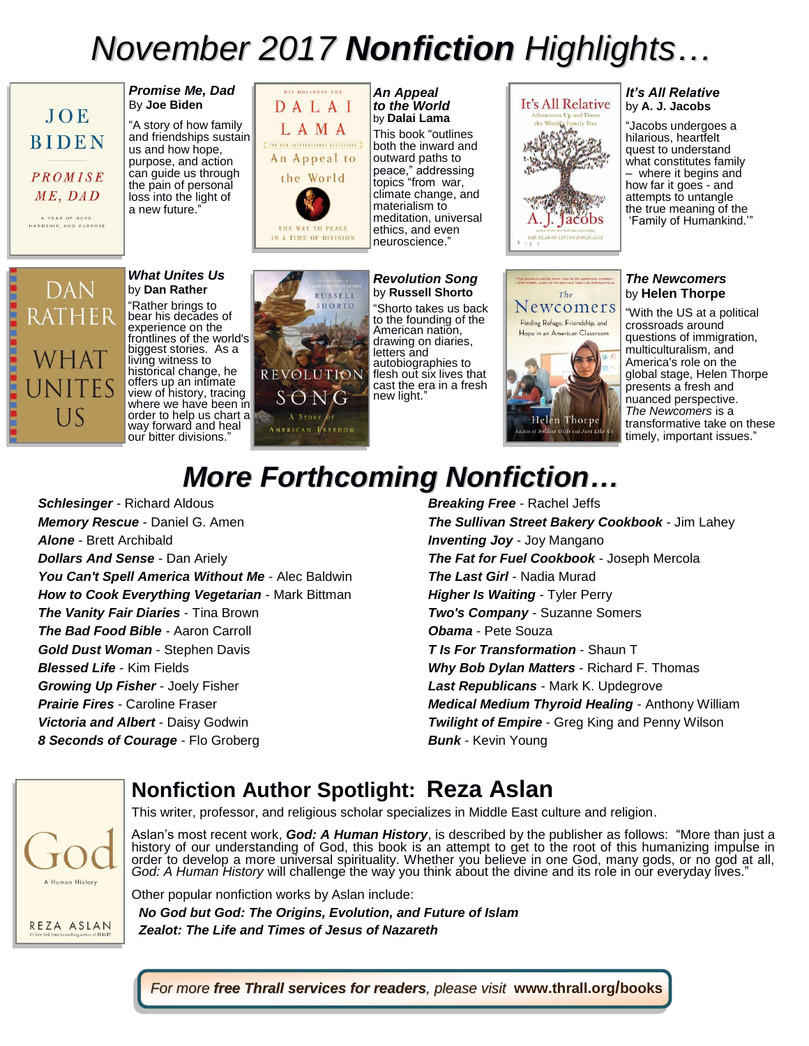# November 2017 **Nonfiction** Highlights…

***Promise Me, Dad***
By **Joe Biden**

"A story of how family and friendships sustain us and how hope, purpose, and action can guide us through the pain of personal loss into the light of a new future."

***An Appeal to the World***
by **Dalai Lama**

This book "outlines both the inward and outward paths to peace," addressing topics "from war, climate change, and materialism to meditation, universal ethics, and even neuroscience."

***It's All Relative***
by **A. J. Jacobs**

"Jacobs undergoes a hilarious, heartfelt quest to understand what constitutes family – where it begins and how far it goes - and attempts to untangle the true meaning of the 'Family of Humankind.'"

***What Unites Us***
by **Dan Rather**

"Rather brings to bear his decades of experience on the frontlines of the world's biggest stories. As a living witness to historical change, he offers up an intimate view of history, tracing where we have been in order to help us chart a way forward and heal our bitter divisions."

***Revolution Song***
by **Russell Shorto**

"Shorto takes us back to the founding of the American nation, drawing on diaries, letters and autobiographies to flesh out six lives that cast the era in a fresh new light."

***The Newcomers***
by **Helen Thorpe**

"With the US at a political crossroads around questions of immigration, multiculturalism, and America's role on the global stage, Helen Thorpe presents a fresh and nuanced perspective. *The Newcomers* is a transformative take on these timely, important issues."

# More Forthcoming Nonfiction…

***Schlesinger*** - Richard Aldous
***Memory Rescue*** - Daniel G. Amen
***Alone*** - Brett Archibald
***Dollars And Sense*** - Dan Ariely
***You Can't Spell America Without Me*** - Alec Baldwin
***How to Cook Everything Vegetarian*** - Mark Bittman
***The Vanity Fair Diaries*** - Tina Brown
***The Bad Food Bible*** - Aaron Carroll
***Gold Dust Woman*** - Stephen Davis
***Blessed Life*** - Kim Fields
***Growing Up Fisher*** - Joely Fisher
***Prairie Fires*** - Caroline Fraser
***Victoria and Albert*** - Daisy Godwin
***8 Seconds of Courage*** - Flo Groberg
***Breaking Free*** - Rachel Jeffs
***The Sullivan Street Bakery Cookbook*** - Jim Lahey
***Inventing Joy*** - Joy Mangano
***The Fat for Fuel Cookbook*** - Joseph Mercola
***The Last Girl*** - Nadia Murad
***Higher Is Waiting*** - Tyler Perry
***Two's Company*** - Suzanne Somers
***Obama*** - Pete Souza
***T Is For Transformation*** - Shaun T
***Why Bob Dylan Matters*** - Richard F. Thomas
***Last Republicans*** - Mark K. Updegrove
***Medical Medium Thyroid Healing*** - Anthony William
***Twilight of Empire*** - Greg King and Penny Wilson
***Bunk*** - Kevin Young

## Nonfiction Author Spotlight: Reza Aslan

This writer, professor, and religious scholar specializes in Middle East culture and religion.

Aslan's most recent work, ***God: A Human History***, is described by the publisher as follows: "More than just a history of our understanding of God, this book is an attempt to get to the root of this humanizing impulse in order to develop a more universal spirituality. Whether you believe in one God, many gods, or no god at all, *God: A Human History* will challenge the way you think about the divine and its role in our everyday lives."

Other popular nonfiction works by Aslan include:

***No God but God: The Origins, Evolution, and Future of Islam***
***Zealot: The Life and Times of Jesus of Nazareth***

*For more **free Thrall services for readers**, please visit* **www.thrall.org/books**